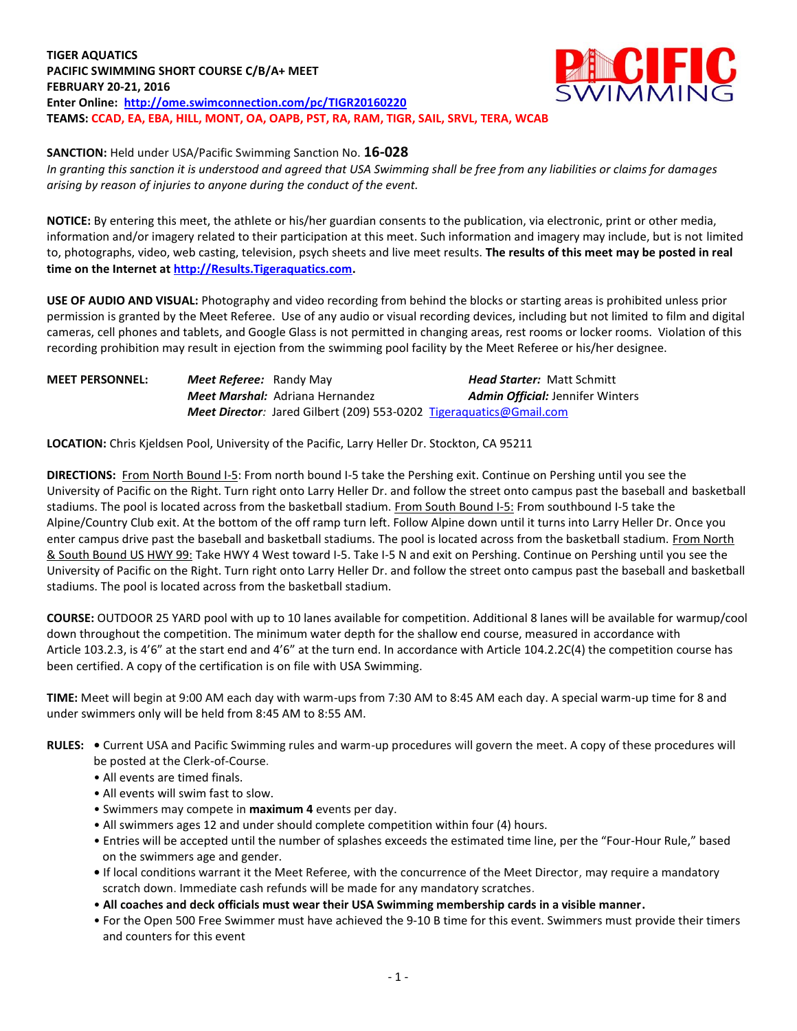**TIGER AQUATICS**
**PACIFIC SWIMMING SHORT COURSE C/B/A+ MEET**
**FEBRUARY 20-21, 2016**
**Enter Online: http://ome.swimconnection.com/pc/TIGR20160220**
**TEAMS: CCAD, EA, EBA, HILL, MONT, OA, OAPB, PST, RA, RAM, TIGR, SAIL, SRVL, TERA, WCAB**

**SANCTION:** Held under USA/Pacific Swimming Sanction No. **16-028**
*In granting this sanction it is understood and agreed that USA Swimming shall be free from any liabilities or claims for damages arising by reason of injuries to anyone during the conduct of the event.*

**NOTICE:** By entering this meet, the athlete or his/her guardian consents to the publication, via electronic, print or other media, information and/or imagery related to their participation at this meet. Such information and imagery may include, but is not limited to, photographs, video, web casting, television, psych sheets and live meet results. **The results of this meet may be posted in real time on the Internet at http://Results.Tigeraquatics.com.**

**USE OF AUDIO AND VISUAL:** Photography and video recording from behind the blocks or starting areas is prohibited unless prior permission is granted by the Meet Referee. Use of any audio or visual recording devices, including but not limited to film and digital cameras, cell phones and tablets, and Google Glass is not permitted in changing areas, rest rooms or locker rooms. Violation of this recording prohibition may result in ejection from the swimming pool facility by the Meet Referee or his/her designee.

**MEET PERSONNEL:**
***Meet Referee:*** Randy May
***Head Starter:*** Matt Schmitt
***Meet Marshal:*** Adriana Hernandez
***Admin Official:*** Jennifer Winters
***Meet Director:*** Jared Gilbert (209) 553-0202 Tigeraquatics@Gmail.com

**LOCATION:** Chris Kjeldsen Pool, University of the Pacific, Larry Heller Dr. Stockton, CA 95211

**DIRECTIONS:** From North Bound I-5: From north bound I-5 take the Pershing exit. Continue on Pershing until you see the University of Pacific on the Right. Turn right onto Larry Heller Dr. and follow the street onto campus past the baseball and basketball stadiums. The pool is located across from the basketball stadium. From South Bound I-5: From southbound I-5 take the Alpine/Country Club exit. At the bottom of the off ramp turn left. Follow Alpine down until it turns into Larry Heller Dr. Once you enter campus drive past the baseball and basketball stadiums. The pool is located across from the basketball stadium. From North & South Bound US HWY 99: Take HWY 4 West toward I-5. Take I-5 N and exit on Pershing. Continue on Pershing until you see the University of Pacific on the Right. Turn right onto Larry Heller Dr. and follow the street onto campus past the baseball and basketball stadiums. The pool is located across from the basketball stadium.

**COURSE:** OUTDOOR 25 YARD pool with up to 10 lanes available for competition. Additional 8 lanes will be available for warmup/cool down throughout the competition. The minimum water depth for the shallow end course, measured in accordance with Article 103.2.3, is 4'6" at the start end and 4'6" at the turn end. In accordance with Article 104.2.2C(4) the competition course has been certified. A copy of the certification is on file with USA Swimming.

**TIME:** Meet will begin at 9:00 AM each day with warm-ups from 7:30 AM to 8:45 AM each day. A special warm-up time for 8 and under swimmers only will be held from 8:45 AM to 8:55 AM.

**RULES:**
- Current USA and Pacific Swimming rules and warm-up procedures will govern the meet. A copy of these procedures will be posted at the Clerk-of-Course.
- All events are timed finals.
- All events will swim fast to slow.
- Swimmers may compete in **maximum 4** events per day.
- All swimmers ages 12 and under should complete competition within four (4) hours.
- Entries will be accepted until the number of splashes exceeds the estimated time line, per the "Four-Hour Rule," based on the swimmers age and gender.
- If local conditions warrant it the Meet Referee, with the concurrence of the Meet Director, may require a mandatory scratch down. Immediate cash refunds will be made for any mandatory scratches.
- **All coaches and deck officials must wear their USA Swimming membership cards in a visible manner.**
- For the Open 500 Free Swimmer must have achieved the 9-10 B time for this event. Swimmers must provide their timers and counters for this event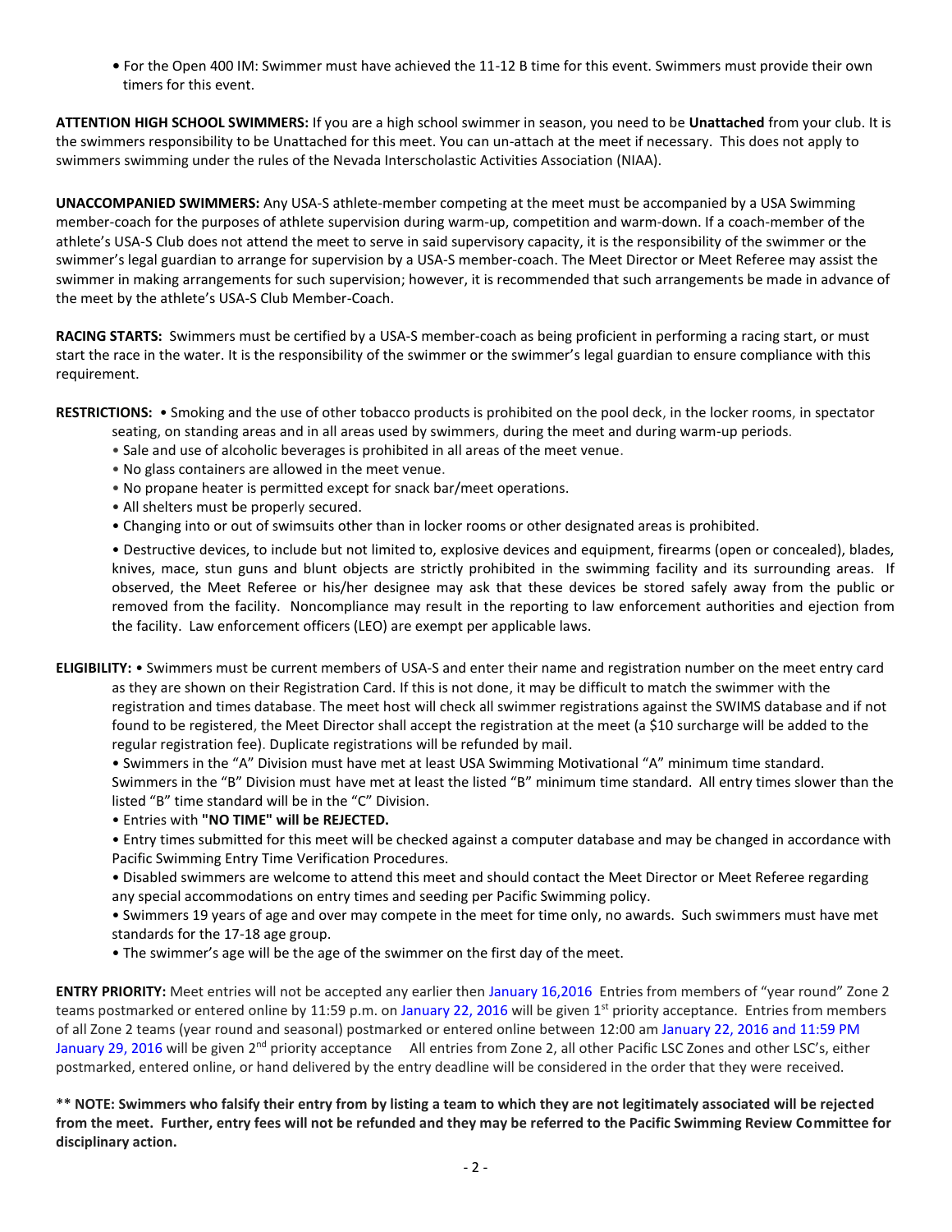- For the Open 400 IM: Swimmer must have achieved the 11-12 B time for this event. Swimmers must provide their own timers for this event.

**ATTENTION HIGH SCHOOL SWIMMERS:** If you are a high school swimmer in season, you need to be **Unattached** from your club. It is the swimmers responsibility to be Unattached for this meet. You can un-attach at the meet if necessary. This does not apply to swimmers swimming under the rules of the Nevada Interscholastic Activities Association (NIAA).

**UNACCOMPANIED SWIMMERS:** Any USA-S athlete-member competing at the meet must be accompanied by a USA Swimming member-coach for the purposes of athlete supervision during warm-up, competition and warm-down. If a coach-member of the athlete's USA-S Club does not attend the meet to serve in said supervisory capacity, it is the responsibility of the swimmer or the swimmer's legal guardian to arrange for supervision by a USA-S member-coach. The Meet Director or Meet Referee may assist the swimmer in making arrangements for such supervision; however, it is recommended that such arrangements be made in advance of the meet by the athlete's USA-S Club Member-Coach.

**RACING STARTS:** Swimmers must be certified by a USA-S member-coach as being proficient in performing a racing start, or must start the race in the water. It is the responsibility of the swimmer or the swimmer's legal guardian to ensure compliance with this requirement.

**RESTRICTIONS:**
- Smoking and the use of other tobacco products is prohibited on the pool deck, in the locker rooms, in spectator seating, on standing areas and in all areas used by swimmers, during the meet and during warm-up periods.
- Sale and use of alcoholic beverages is prohibited in all areas of the meet venue.
- No glass containers are allowed in the meet venue.
- No propane heater is permitted except for snack bar/meet operations.
- All shelters must be properly secured.
- Changing into or out of swimsuits other than in locker rooms or other designated areas is prohibited.
- Destructive devices, to include but not limited to, explosive devices and equipment, firearms (open or concealed), blades, knives, mace, stun guns and blunt objects are strictly prohibited in the swimming facility and its surrounding areas. If observed, the Meet Referee or his/her designee may ask that these devices be stored safely away from the public or removed from the facility. Noncompliance may result in the reporting to law enforcement authorities and ejection from the facility. Law enforcement officers (LEO) are exempt per applicable laws.

**ELIGIBILITY:**
- Swimmers must be current members of USA-S and enter their name and registration number on the meet entry card as they are shown on their Registration Card. If this is not done, it may be difficult to match the swimmer with the registration and times database. The meet host will check all swimmer registrations against the SWIMS database and if not found to be registered, the Meet Director shall accept the registration at the meet (a $10 surcharge will be added to the regular registration fee). Duplicate registrations will be refunded by mail.
- Swimmers in the "A" Division must have met at least USA Swimming Motivational "A" minimum time standard. Swimmers in the "B" Division must have met at least the listed "B" minimum time standard. All entry times slower than the listed "B" time standard will be in the "C" Division.
- Entries with **"NO TIME" will be REJECTED.**
- Entry times submitted for this meet will be checked against a computer database and may be changed in accordance with Pacific Swimming Entry Time Verification Procedures.
- Disabled swimmers are welcome to attend this meet and should contact the Meet Director or Meet Referee regarding any special accommodations on entry times and seeding per Pacific Swimming policy.
- Swimmers 19 years of age and over may compete in the meet for time only, no awards. Such swimmers must have met standards for the 17-18 age group.
- The swimmer's age will be the age of the swimmer on the first day of the meet.

**ENTRY PRIORITY:** Meet entries will not be accepted any earlier then January 16,2016 Entries from members of "year round" Zone 2 teams postmarked or entered online by 11:59 p.m. on January 22, 2016 will be given 1st priority acceptance. Entries from members of all Zone 2 teams (year round and seasonal) postmarked or entered online between 12:00 am January 22, 2016 and 11:59 PM January 29, 2016 will be given 2nd priority acceptance All entries from Zone 2, all other Pacific LSC Zones and other LSC's, either postmarked, entered online, or hand delivered by the entry deadline will be considered in the order that they were received.

**\*\* NOTE: Swimmers who falsify their entry from by listing a team to which they are not legitimately associated will be rejected from the meet. Further, entry fees will not be refunded and they may be referred to the Pacific Swimming Review Committee for disciplinary action.**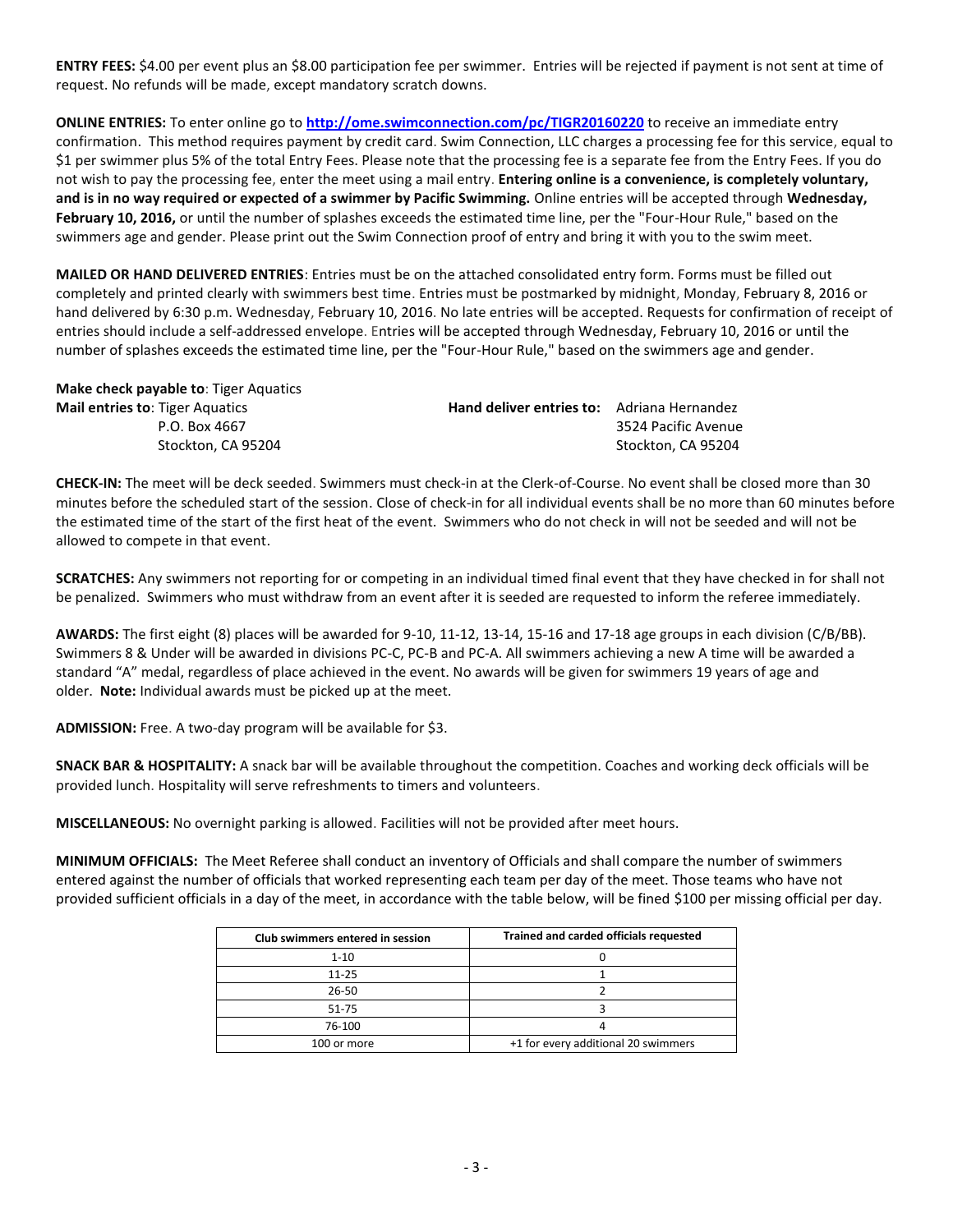**ENTRY FEES:** $4.00 per event plus an $8.00 participation fee per swimmer. Entries will be rejected if payment is not sent at time of request. No refunds will be made, except mandatory scratch downs.

**ONLINE ENTRIES:** To enter online go to **http://ome.swimconnection.com/pc/TIGR20160220** to receive an immediate entry confirmation. This method requires payment by credit card. Swim Connection, LLC charges a processing fee for this service, equal to $1 per swimmer plus 5% of the total Entry Fees. Please note that the processing fee is a separate fee from the Entry Fees. If you do not wish to pay the processing fee, enter the meet using a mail entry. **Entering online is a convenience, is completely voluntary, and is in no way required or expected of a swimmer by Pacific Swimming.** Online entries will be accepted through **Wednesday, February 10, 2016,** or until the number of splashes exceeds the estimated time line, per the "Four-Hour Rule," based on the swimmers age and gender. Please print out the Swim Connection proof of entry and bring it with you to the swim meet.

**MAILED OR HAND DELIVERED ENTRIES**: Entries must be on the attached consolidated entry form. Forms must be filled out completely and printed clearly with swimmers best time. Entries must be postmarked by midnight, Monday, February 8, 2016 or hand delivered by 6:30 p.m. Wednesday, February 10, 2016. No late entries will be accepted. Requests for confirmation of receipt of entries should include a self-addressed envelope. Entries will be accepted through Wednesday, February 10, 2016 or until the number of splashes exceeds the estimated time line, per the "Four-Hour Rule," based on the swimmers age and gender.

**Make check payable to**: Tiger Aquatics

**Mail entries to**: Tiger Aquatics
P.O. Box 4667
Stockton, CA 95204

**Hand deliver entries to:** Adriana Hernandez
3524 Pacific Avenue
Stockton, CA 95204

**CHECK-IN:** The meet will be deck seeded. Swimmers must check-in at the Clerk-of-Course. No event shall be closed more than 30 minutes before the scheduled start of the session. Close of check-in for all individual events shall be no more than 60 minutes before the estimated time of the start of the first heat of the event. Swimmers who do not check in will not be seeded and will not be allowed to compete in that event.

**SCRATCHES:** Any swimmers not reporting for or competing in an individual timed final event that they have checked in for shall not be penalized. Swimmers who must withdraw from an event after it is seeded are requested to inform the referee immediately.

**AWARDS:** The first eight (8) places will be awarded for 9-10, 11-12, 13-14, 15-16 and 17-18 age groups in each division (C/B/BB). Swimmers 8 & Under will be awarded in divisions PC-C, PC-B and PC-A. All swimmers achieving a new A time will be awarded a standard "A" medal, regardless of place achieved in the event. No awards will be given for swimmers 19 years of age and older. **Note:** Individual awards must be picked up at the meet.

**ADMISSION:** Free. A two-day program will be available for $3.

**SNACK BAR & HOSPITALITY:** A snack bar will be available throughout the competition. Coaches and working deck officials will be provided lunch. Hospitality will serve refreshments to timers and volunteers.

**MISCELLANEOUS:** No overnight parking is allowed. Facilities will not be provided after meet hours.

**MINIMUM OFFICIALS:** The Meet Referee shall conduct an inventory of Officials and shall compare the number of swimmers entered against the number of officials that worked representing each team per day of the meet. Those teams who have not provided sufficient officials in a day of the meet, in accordance with the table below, will be fined $100 per missing official per day.

| Club swimmers entered in session | Trained and carded officials requested |
|---|---|
| 1-10 | 0 |
| 11-25 | 1 |
| 26-50 | 2 |
| 51-75 | 3 |
| 76-100 | 4 |
| 100 or more | +1 for every additional 20 swimmers |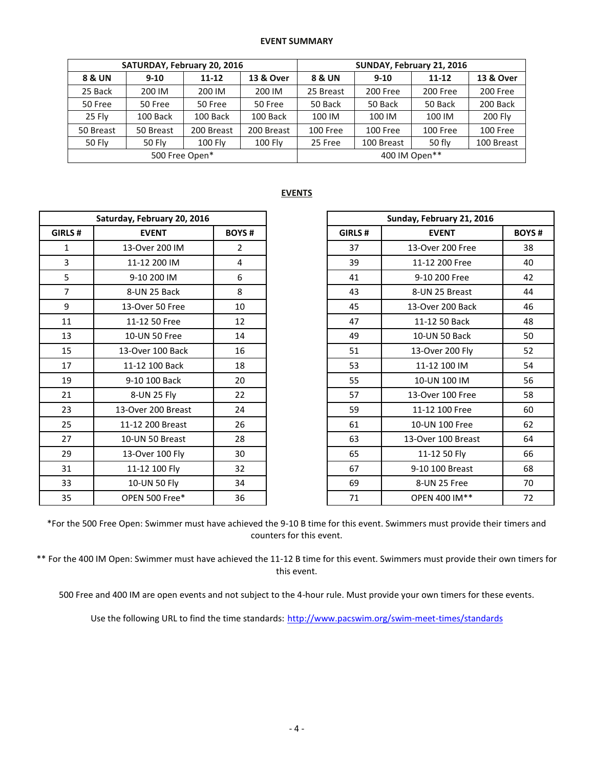## EVENT SUMMARY

| SATURDAY, February 20, 2016 | | | | SUNDAY, February 21, 2016 | | | |
|---|---|---|---|---|---|---|---|
| **8 & UN** | **9-10** | **11-12** | **13 & Over** | **8 & UN** | **9-10** | **11-12** | **13 & Over** |
| 25 Back | 200 IM | 200 IM | 200 IM | 25 Breast | 200 Free | 200 Free | 200 Free |
| 50 Free | 50 Free | 50 Free | 50 Free | 50 Back | 50 Back | 50 Back | 200 Back |
| 25 Fly | 100 Back | 100 Back | 100 Back | 100 IM | 100 IM | 100 IM | 200 Fly |
| 50 Breast | 50 Breast | 200 Breast | 200 Breast | 100 Free | 100 Free | 100 Free | 100 Free |
| 50 Fly | 50 Fly | 100 Fly | 100 Fly | 25 Free | 100 Breast | 50 fly | 100 Breast |
| 500 Free Open* | | | | 400 IM Open** | | | |

## EVENTS

| Saturday, February 20, 2016 | | |
|---|---|---|
| **GIRLS #** | **EVENT** | **BOYS #** |
| 1 | 13-Over 200 IM | 2 |
| 3 | 11-12 200 IM | 4 |
| 5 | 9-10 200 IM | 6 |
| 7 | 8-UN 25 Back | 8 |
| 9 | 13-Over 50 Free | 10 |
| 11 | 11-12 50 Free | 12 |
| 13 | 10-UN 50 Free | 14 |
| 15 | 13-Over 100 Back | 16 |
| 17 | 11-12 100 Back | 18 |
| 19 | 9-10 100 Back | 20 |
| 21 | 8-UN 25 Fly | 22 |
| 23 | 13-Over 200 Breast | 24 |
| 25 | 11-12 200 Breast | 26 |
| 27 | 10-UN 50 Breast | 28 |
| 29 | 13-Over 100 Fly | 30 |
| 31 | 11-12 100 Fly | 32 |
| 33 | 10-UN 50 Fly | 34 |
| 35 | OPEN 500 Free* | 36 |

| Sunday, February 21, 2016 | | |
|---|---|---|
| **GIRLS #** | **EVENT** | **BOYS #** |
| 37 | 13-Over 200 Free | 38 |
| 39 | 11-12 200 Free | 40 |
| 41 | 9-10 200 Free | 42 |
| 43 | 8-UN 25 Breast | 44 |
| 45 | 13-Over 200 Back | 46 |
| 47 | 11-12 50 Back | 48 |
| 49 | 10-UN 50 Back | 50 |
| 51 | 13-Over 200 Fly | 52 |
| 53 | 11-12 100 IM | 54 |
| 55 | 10-UN 100 IM | 56 |
| 57 | 13-Over 100 Free | 58 |
| 59 | 11-12 100 Free | 60 |
| 61 | 10-UN 100 Free | 62 |
| 63 | 13-Over 100 Breast | 64 |
| 65 | 11-12 50 Fly | 66 |
| 67 | 9-10 100 Breast | 68 |
| 69 | 8-UN 25 Free | 70 |
| 71 | OPEN 400 IM** | 72 |

*For the 500 Free Open: Swimmer must have achieved the 9-10 B time for this event. Swimmers must provide their timers and counters for this event.

** For the 400 IM Open: Swimmer must have achieved the 11-12 B time for this event. Swimmers must provide their own timers for this event.

500 Free and 400 IM are open events and not subject to the 4-hour rule. Must provide your own timers for these events.

Use the following URL to find the time standards: http://www.pacswim.org/swim-meet-times/standards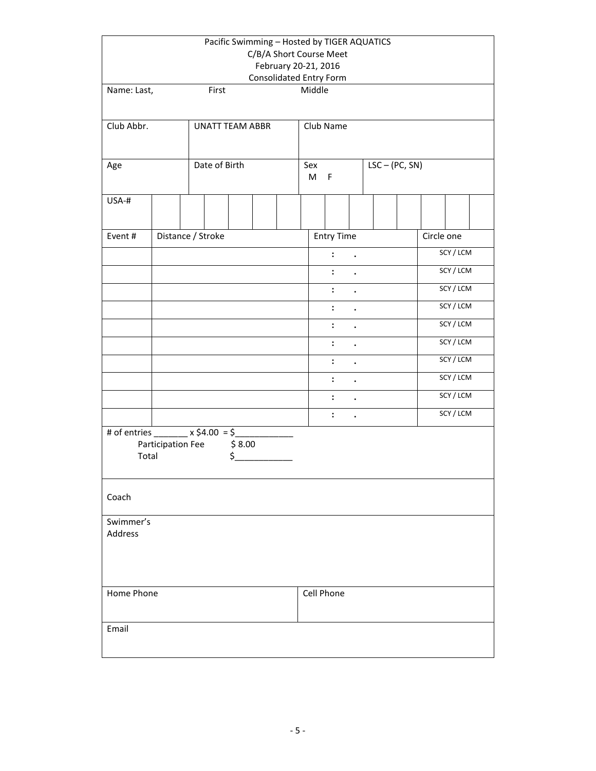Pacific Swimming – Hosted by TIGER AQUATICS
C/B/A Short Course Meet
February 20-21, 2016
Consolidated Entry Form

| Name: Last, | First | Middle |
|---|---|---|
| | | |

| Club Abbr. | UNATT TEAM ABBR | Club Name |
|---|---|---|
| | | |

| Age | Date of Birth | Sex M F | LSC – (PC, SN) |
|---|---|---|---|
| | | | |

| USA-# | | | | | | | | | | | | | | |
|---|---|---|---|---|---|---|---|---|---|---|---|---|---|---|

| Event # | Distance / Stroke | Entry Time | Circle one |
|---|---|---|---|
| | | : . | SCY / LCM |
| | | : . | SCY / LCM |
| | | : . | SCY / LCM |
| | | : . | SCY / LCM |
| | | : . | SCY / LCM |
| | | : . | SCY / LCM |
| | | : . | SCY / LCM |
| | | : . | SCY / LCM |
| | | : . | SCY / LCM |
| | | : . | SCY / LCM |

\# of entries _______ x $4.00 = $____________
Participation Fee $ 8.00
Total $____________

Coach

Swimmer's Address

| Home Phone | Cell Phone |
|---|---|
| | |

Email